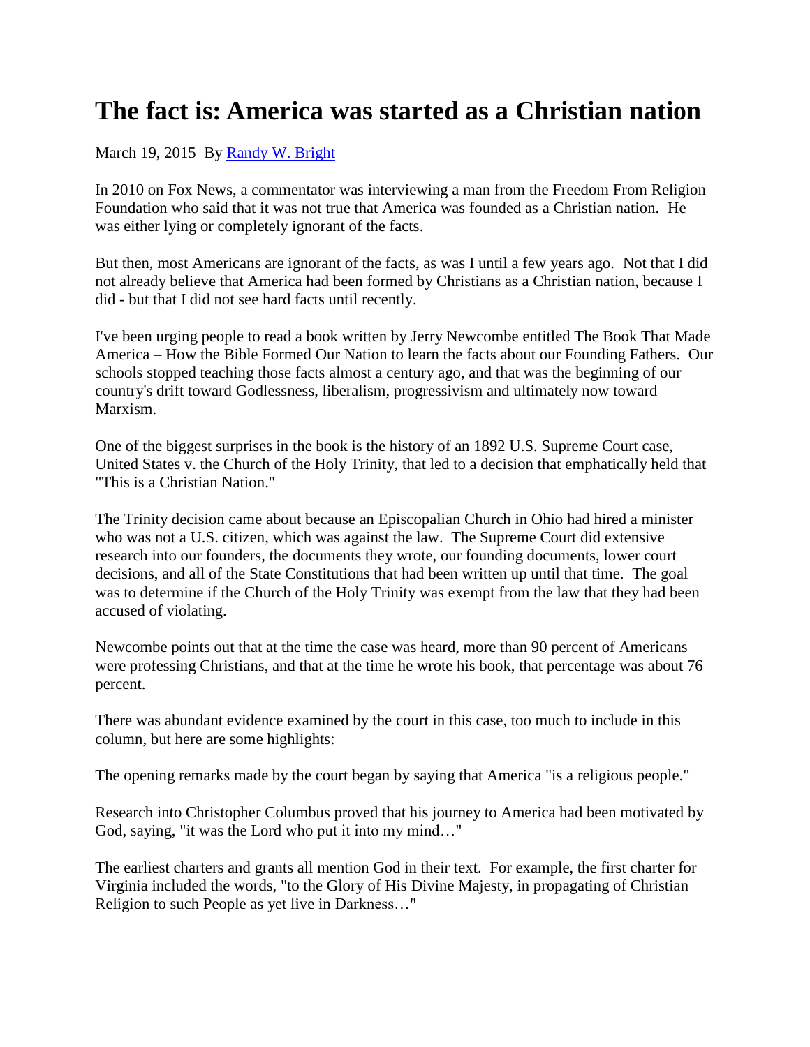# The fact is: America was started as a Christian nation

March 19, 2015 By Randy W. Bright

In 2010 on Fox News, a commentator was interviewing a man from the Freedom From Religion Foundation who said that it was not true that America was founded as a Christian nation. He was either lying or completely ignorant of the facts.

But then, most Americans are ignorant of the facts, as was I until a few years ago. Not that I did not already believe that America had been formed by Christians as a Christian nation, because I did - but that I did not see hard facts until recently.

I've been urging people to read a book written by Jerry Newcombe entitled The Book That Made America – How the Bible Formed Our Nation to learn the facts about our Founding Fathers. Our schools stopped teaching those facts almost a century ago, and that was the beginning of our country's drift toward Godlessness, liberalism, progressivism and ultimately now toward Marxism.

One of the biggest surprises in the book is the history of an 1892 U.S. Supreme Court case, United States v. the Church of the Holy Trinity, that led to a decision that emphatically held that "This is a Christian Nation."

The Trinity decision came about because an Episcopalian Church in Ohio had hired a minister who was not a U.S. citizen, which was against the law. The Supreme Court did extensive research into our founders, the documents they wrote, our founding documents, lower court decisions, and all of the State Constitutions that had been written up until that time. The goal was to determine if the Church of the Holy Trinity was exempt from the law that they had been accused of violating.

Newcombe points out that at the time the case was heard, more than 90 percent of Americans were professing Christians, and that at the time he wrote his book, that percentage was about 76 percent.

There was abundant evidence examined by the court in this case, too much to include in this column, but here are some highlights:

The opening remarks made by the court began by saying that America "is a religious people."

Research into Christopher Columbus proved that his journey to America had been motivated by God, saying, "it was the Lord who put it into my mind…"

The earliest charters and grants all mention God in their text. For example, the first charter for Virginia included the words, "to the Glory of His Divine Majesty, in propagating of Christian Religion to such People as yet live in Darkness…"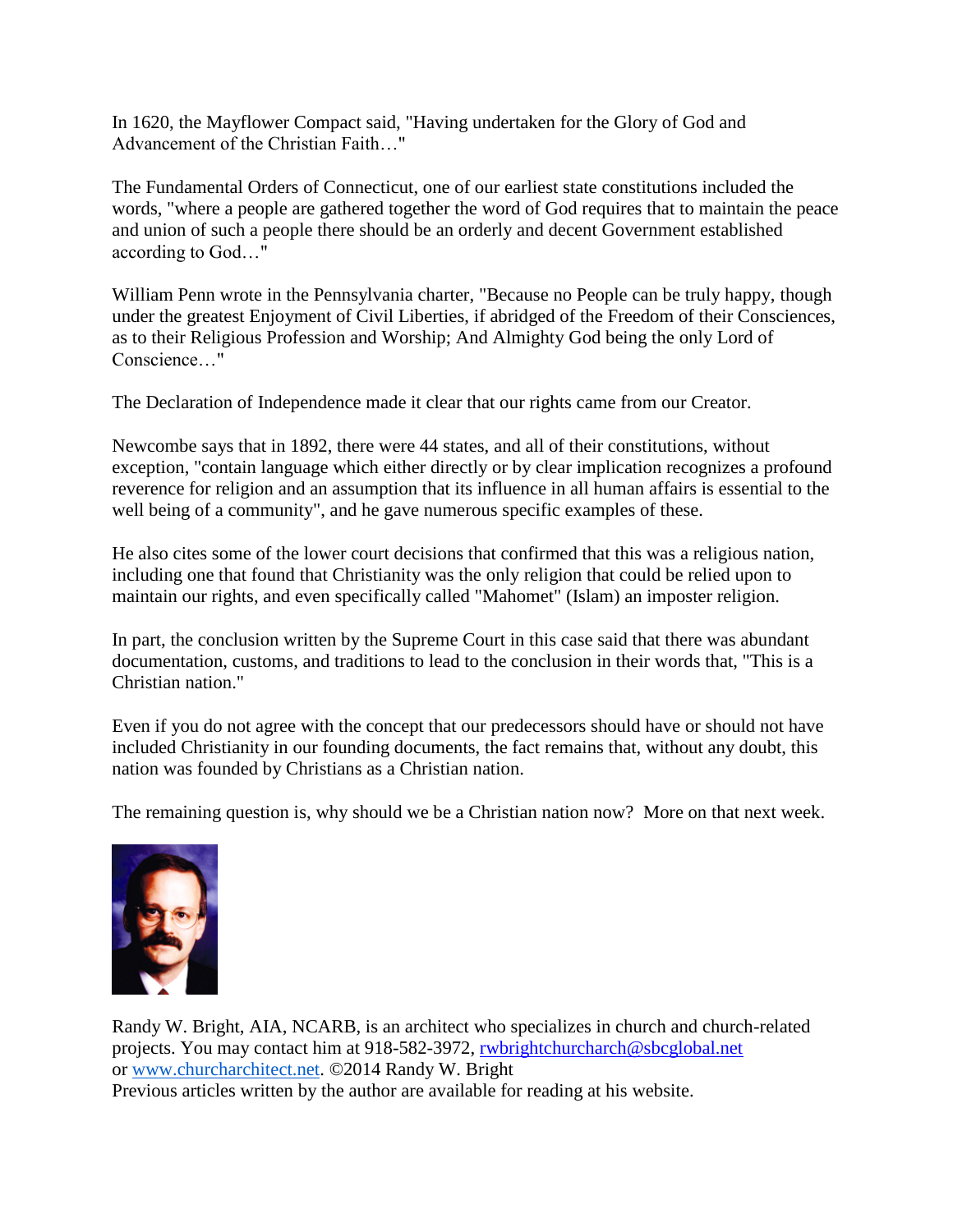In 1620, the Mayflower Compact said, "Having undertaken for the Glory of God and Advancement of the Christian Faith…"

The Fundamental Orders of Connecticut, one of our earliest state constitutions included the words, "where a people are gathered together the word of God requires that to maintain the peace and union of such a people there should be an orderly and decent Government established according to God…"

William Penn wrote in the Pennsylvania charter, "Because no People can be truly happy, though under the greatest Enjoyment of Civil Liberties, if abridged of the Freedom of their Consciences, as to their Religious Profession and Worship; And Almighty God being the only Lord of Conscience…"

The Declaration of Independence made it clear that our rights came from our Creator.

Newcombe says that in 1892, there were 44 states, and all of their constitutions, without exception, "contain language which either directly or by clear implication recognizes a profound reverence for religion and an assumption that its influence in all human affairs is essential to the well being of a community", and he gave numerous specific examples of these.

He also cites some of the lower court decisions that confirmed that this was a religious nation, including one that found that Christianity was the only religion that could be relied upon to maintain our rights, and even specifically called "Mahomet" (Islam) an imposter religion.

In part, the conclusion written by the Supreme Court in this case said that there was abundant documentation, customs, and traditions to lead to the conclusion in their words that, "This is a Christian nation."

Even if you do not agree with the concept that our predecessors should have or should not have included Christianity in our founding documents, the fact remains that, without any doubt, this nation was founded by Christians as a Christian nation.

The remaining question is, why should we be a Christian nation now? More on that next week.

Randy W. Bright, AIA, NCARB, is an architect who specializes in church and church-related projects. You may contact him at 918-582-3972, rwbrightchurcharch@sbcglobal.net or www.churcharchitect.net. ©2014 Randy W. Bright
Previous articles written by the author are available for reading at his website.